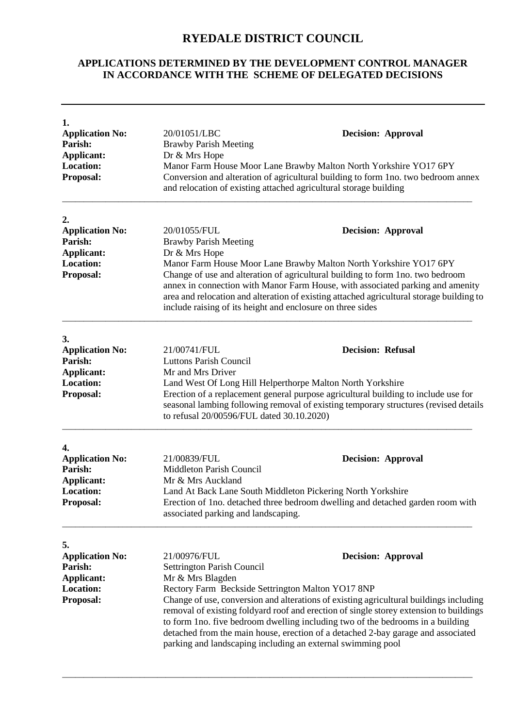# RYEDALE DISTRICT COUNCIL

## APPLICATIONS DETERMINED BY THE DEVELOPMENT CONTROL MANAGER IN ACCORDANCE WITH THE SCHEME OF DELEGATED DECISIONS

---

**1.**

**Application No:** 20/01051/LBC **Decision: Approval**
**Parish:** Brawby Parish Meeting
**Applicant:** Dr & Mrs Hope
**Location:** Manor Farm House Moor Lane Brawby Malton North Yorkshire YO17 6PY
**Proposal:** Conversion and alteration of agricultural building to form 1no. two bedroom annex and relocation of existing attached agricultural storage building

---

**2.**

**Application No:** 20/01055/FUL **Decision: Approval**
**Parish:** Brawby Parish Meeting
**Applicant:** Dr & Mrs Hope
**Location:** Manor Farm House Moor Lane Brawby Malton North Yorkshire YO17 6PY
**Proposal:** Change of use and alteration of agricultural building to form 1no. two bedroom annex in connection with Manor Farm House, with associated parking and amenity area and relocation and alteration of existing attached agricultural storage building to include raising of its height and enclosure on three sides

---

**3.**

**Application No:** 21/00741/FUL **Decision: Refusal**
**Parish:** Luttons Parish Council
**Applicant:** Mr and Mrs Driver
**Location:** Land West Of Long Hill Helperthorpe Malton North Yorkshire
**Proposal:** Erection of a replacement general purpose agricultural building to include use for seasonal lambing following removal of existing temporary structures (revised details to refusal 20/00596/FUL dated 30.10.2020)

---

**4.**

**Application No:** 21/00839/FUL **Decision: Approval**
**Parish:** Middleton Parish Council
**Applicant:** Mr & Mrs Auckland
**Location:** Land At Back Lane South Middleton Pickering North Yorkshire
**Proposal:** Erection of 1no. detached three bedroom dwelling and detached garden room with associated parking and landscaping.

---

**5.**

**Application No:** 21/00976/FUL **Decision: Approval**
**Parish:** Settrington Parish Council
**Applicant:** Mr & Mrs Blagden
**Location:** Rectory Farm Beckside Settrington Malton YO17 8NP
**Proposal:** Change of use, conversion and alterations of existing agricultural buildings including removal of existing foldyard roof and erection of single storey extension to buildings to form 1no. five bedroom dwelling including two of the bedrooms in a building detached from the main house, erection of a detached 2-bay garage and associated parking and landscaping including an external swimming pool

---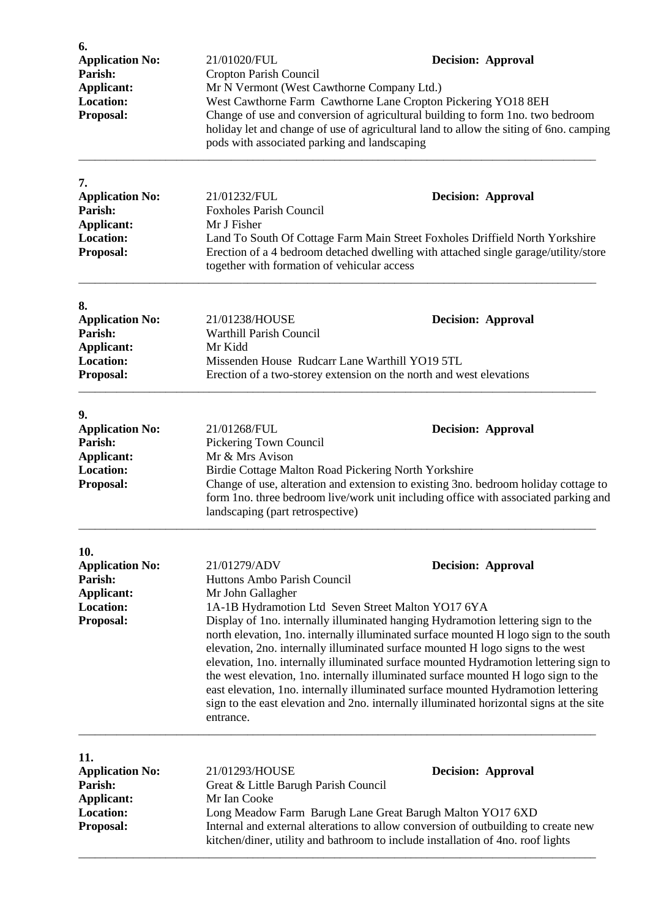**6.**

**Application No:** 21/01020/FUL **Decision: Approval**
**Parish:** Cropton Parish Council
**Applicant:** Mr N Vermont (West Cawthorne Company Ltd.)
**Location:** West Cawthorne Farm Cawthorne Lane Cropton Pickering YO18 8EH
**Proposal:** Change of use and conversion of agricultural building to form 1no. two bedroom holiday let and change of use of agricultural land to allow the siting of 6no. camping pods with associated parking and landscaping

---

**7.**

**Application No:** 21/01232/FUL **Decision: Approval**
**Parish:** Foxholes Parish Council
**Applicant:** Mr J Fisher
**Location:** Land To South Of Cottage Farm Main Street Foxholes Driffield North Yorkshire
**Proposal:** Erection of a 4 bedroom detached dwelling with attached single garage/utility/store together with formation of vehicular access

---

**8.**

**Application No:** 21/01238/HOUSE **Decision: Approval**
**Parish:** Warthill Parish Council
**Applicant:** Mr Kidd
**Location:** Missenden House Rudcarr Lane Warthill YO19 5TL
**Proposal:** Erection of a two-storey extension on the north and west elevations

---

**9.**

**Application No:** 21/01268/FUL **Decision: Approval**
**Parish:** Pickering Town Council
**Applicant:** Mr & Mrs Avison
**Location:** Birdie Cottage Malton Road Pickering North Yorkshire
**Proposal:** Change of use, alteration and extension to existing 3no. bedroom holiday cottage to form 1no. three bedroom live/work unit including office with associated parking and landscaping (part retrospective)

---

**10.**

**Application No:** 21/01279/ADV **Decision: Approval**
**Parish:** Huttons Ambo Parish Council
**Applicant:** Mr John Gallagher
**Location:** 1A-1B Hydramotion Ltd Seven Street Malton YO17 6YA
**Proposal:** Display of 1no. internally illuminated hanging Hydramotion lettering sign to the north elevation, 1no. internally illuminated surface mounted H logo sign to the south elevation, 2no. internally illuminated surface mounted H logo signs to the west elevation, 1no. internally illuminated surface mounted Hydramotion lettering sign to the west elevation, 1no. internally illuminated surface mounted H logo sign to the east elevation, 1no. internally illuminated surface mounted Hydramotion lettering sign to the east elevation and 2no. internally illuminated horizontal signs at the site entrance.

---

**11.**

**Application No:** 21/01293/HOUSE **Decision: Approval**
**Parish:** Great & Little Barugh Parish Council
**Applicant:** Mr Ian Cooke
**Location:** Long Meadow Farm Barugh Lane Great Barugh Malton YO17 6XD
**Proposal:** Internal and external alterations to allow conversion of outbuilding to create new kitchen/diner, utility and bathroom to include installation of 4no. roof lights

---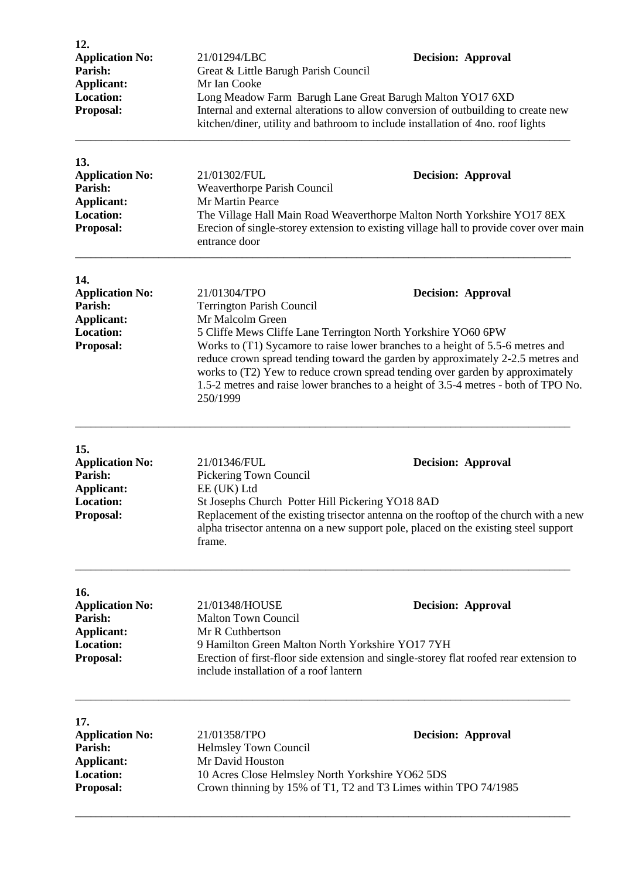**12.**

**Application No:** 21/01294/LBC **Decision: Approval**
**Parish:** Great & Little Barugh Parish Council
**Applicant:** Mr Ian Cooke
**Location:** Long Meadow Farm Barugh Lane Great Barugh Malton YO17 6XD
**Proposal:** Internal and external alterations to allow conversion of outbuilding to create new kitchen/diner, utility and bathroom to include installation of 4no. roof lights

---

**13.**

**Application No:** 21/01302/FUL **Decision: Approval**
**Parish:** Weaverthorpe Parish Council
**Applicant:** Mr Martin Pearce
**Location:** The Village Hall Main Road Weaverthorpe Malton North Yorkshire YO17 8EX
**Proposal:** Erecion of single-storey extension to existing village hall to provide cover over main entrance door

---

**14.**

**Application No:** 21/01304/TPO **Decision: Approval**
**Parish:** Terrington Parish Council
**Applicant:** Mr Malcolm Green
**Location:** 5 Cliffe Mews Cliffe Lane Terrington North Yorkshire YO60 6PW
**Proposal:** Works to (T1) Sycamore to raise lower branches to a height of 5.5-6 metres and reduce crown spread tending toward the garden by approximately 2-2.5 metres and works to (T2) Yew to reduce crown spread tending over garden by approximately 1.5-2 metres and raise lower branches to a height of 3.5-4 metres - both of TPO No. 250/1999

---

**15.**

**Application No:** 21/01346/FUL **Decision: Approval**
**Parish:** Pickering Town Council
**Applicant:** EE (UK) Ltd
**Location:** St Josephs Church Potter Hill Pickering YO18 8AD
**Proposal:** Replacement of the existing trisector antenna on the rooftop of the church with a new alpha trisector antenna on a new support pole, placed on the existing steel support frame.

---

**16.**

**Application No:** 21/01348/HOUSE **Decision: Approval**
**Parish:** Malton Town Council
**Applicant:** Mr R Cuthbertson
**Location:** 9 Hamilton Green Malton North Yorkshire YO17 7YH
**Proposal:** Erection of first-floor side extension and single-storey flat roofed rear extension to include installation of a roof lantern

---

**17.**

**Application No:** 21/01358/TPO **Decision: Approval**
**Parish:** Helmsley Town Council
**Applicant:** Mr David Houston
**Location:** 10 Acres Close Helmsley North Yorkshire YO62 5DS
**Proposal:** Crown thinning by 15% of T1, T2 and T3 Limes within TPO 74/1985

---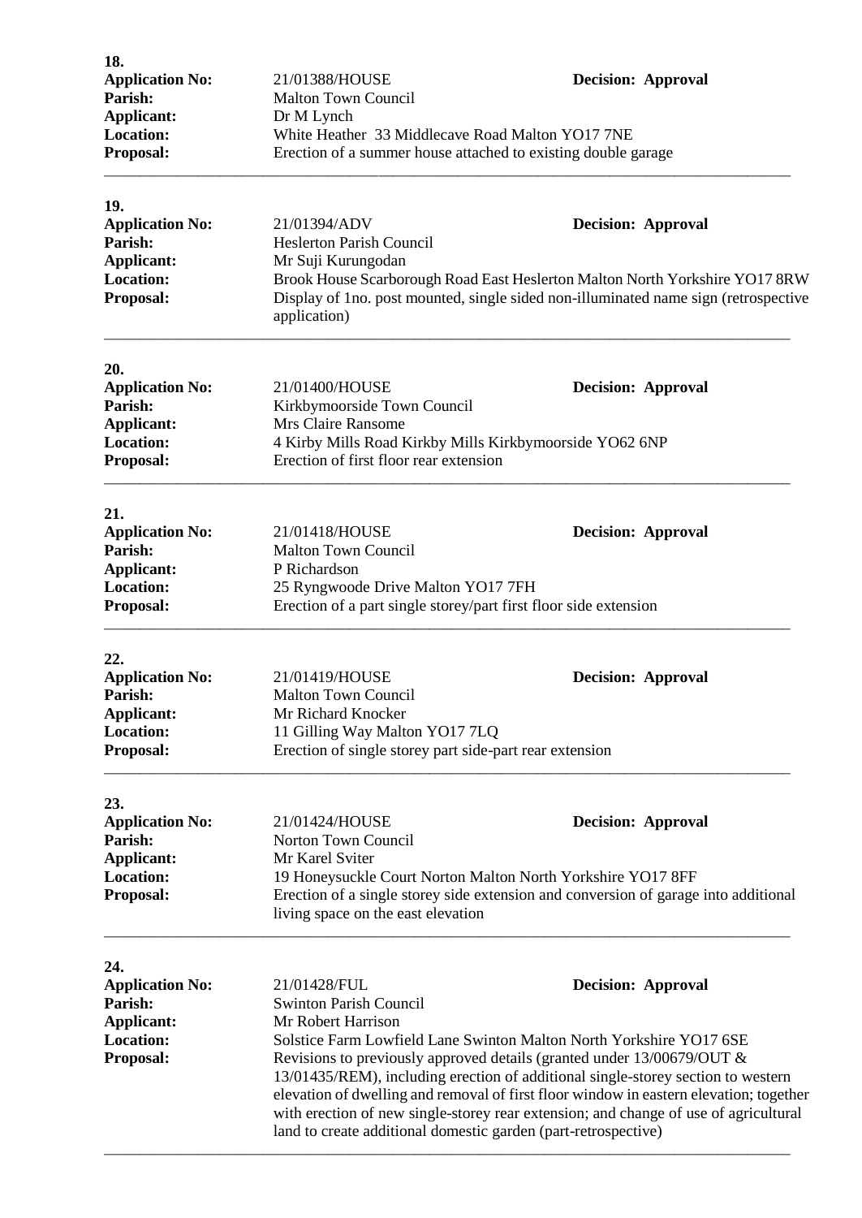**18.**

**Application No:** 21/01388/HOUSE **Decision: Approval**
**Parish:** Malton Town Council
**Applicant:** Dr M Lynch
**Location:** White Heather 33 Middlecave Road Malton YO17 7NE
**Proposal:** Erection of a summer house attached to existing double garage

---

**19.**

**Application No:** 21/01394/ADV **Decision: Approval**
**Parish:** Heslerton Parish Council
**Applicant:** Mr Suji Kurungodan
**Location:** Brook House Scarborough Road East Heslerton Malton North Yorkshire YO17 8RW
**Proposal:** Display of 1no. post mounted, single sided non-illuminated name sign (retrospective application)

---

**20.**

**Application No:** 21/01400/HOUSE **Decision: Approval**
**Parish:** Kirkbymoorside Town Council
**Applicant:** Mrs Claire Ransome
**Location:** 4 Kirby Mills Road Kirkby Mills Kirkbymoorside YO62 6NP
**Proposal:** Erection of first floor rear extension

---

**21.**

**Application No:** 21/01418/HOUSE **Decision: Approval**
**Parish:** Malton Town Council
**Applicant:** P Richardson
**Location:** 25 Ryngwoode Drive Malton YO17 7FH
**Proposal:** Erection of a part single storey/part first floor side extension

---

**22.**

**Application No:** 21/01419/HOUSE **Decision: Approval**
**Parish:** Malton Town Council
**Applicant:** Mr Richard Knocker
**Location:** 11 Gilling Way Malton YO17 7LQ
**Proposal:** Erection of single storey part side-part rear extension

---

**23.**

**Application No:** 21/01424/HOUSE **Decision: Approval**
**Parish:** Norton Town Council
**Applicant:** Mr Karel Sviter
**Location:** 19 Honeysuckle Court Norton Malton North Yorkshire YO17 8FF
**Proposal:** Erection of a single storey side extension and conversion of garage into additional living space on the east elevation

---

**24.**

**Application No:** 21/01428/FUL **Decision: Approval**
**Parish:** Swinton Parish Council
**Applicant:** Mr Robert Harrison
**Location:** Solstice Farm Lowfield Lane Swinton Malton North Yorkshire YO17 6SE
**Proposal:** Revisions to previously approved details (granted under 13/00679/OUT & 13/01435/REM), including erection of additional single-storey section to western elevation of dwelling and removal of first floor window in eastern elevation; together with erection of new single-storey rear extension; and change of use of agricultural land to create additional domestic garden (part-retrospective)

---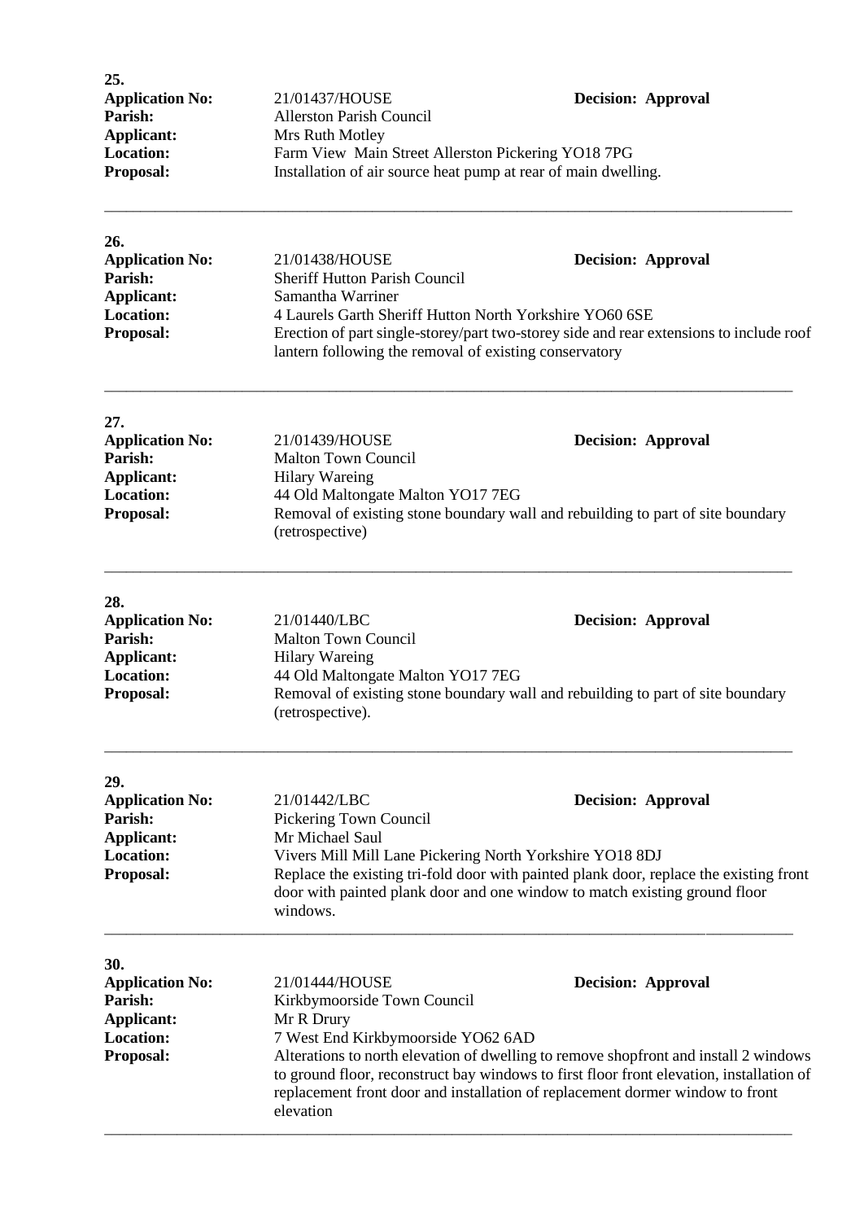**25.**

**Application No:** 21/01437/HOUSE **Decision: Approval**
**Parish:** Allerston Parish Council
**Applicant:** Mrs Ruth Motley
**Location:** Farm View Main Street Allerston Pickering YO18 7PG
**Proposal:** Installation of air source heat pump at rear of main dwelling.

---

**26.**

**Application No:** 21/01438/HOUSE **Decision: Approval**
**Parish:** Sheriff Hutton Parish Council
**Applicant:** Samantha Warriner
**Location:** 4 Laurels Garth Sheriff Hutton North Yorkshire YO60 6SE
**Proposal:** Erection of part single-storey/part two-storey side and rear extensions to include roof lantern following the removal of existing conservatory

---

**27.**

**Application No:** 21/01439/HOUSE **Decision: Approval**
**Parish:** Malton Town Council
**Applicant:** Hilary Wareing
**Location:** 44 Old Maltongate Malton YO17 7EG
**Proposal:** Removal of existing stone boundary wall and rebuilding to part of site boundary (retrospective)

---

**28.**

**Application No:** 21/01440/LBC **Decision: Approval**
**Parish:** Malton Town Council
**Applicant:** Hilary Wareing
**Location:** 44 Old Maltongate Malton YO17 7EG
**Proposal:** Removal of existing stone boundary wall and rebuilding to part of site boundary (retrospective).

---

**29.**

**Application No:** 21/01442/LBC **Decision: Approval**
**Parish:** Pickering Town Council
**Applicant:** Mr Michael Saul
**Location:** Vivers Mill Mill Lane Pickering North Yorkshire YO18 8DJ
**Proposal:** Replace the existing tri-fold door with painted plank door, replace the existing front door with painted plank door and one window to match existing ground floor windows.

---

**30.**

**Application No:** 21/01444/HOUSE **Decision: Approval**
**Parish:** Kirkbymoorside Town Council
**Applicant:** Mr R Drury
**Location:** 7 West End Kirkbymoorside YO62 6AD
**Proposal:** Alterations to north elevation of dwelling to remove shopfront and install 2 windows to ground floor, reconstruct bay windows to first floor front elevation, installation of replacement front door and installation of replacement dormer window to front elevation

---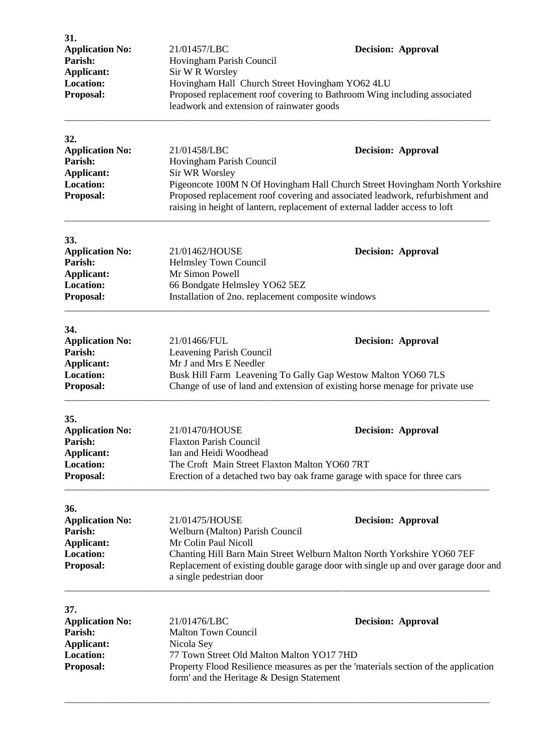**31.**

**Application No:** 21/01457/LBC **Decision: Approval**
**Parish:** Hovingham Parish Council
**Applicant:** Sir W R Worsley
**Location:** Hovingham Hall Church Street Hovingham YO62 4LU
**Proposal:** Proposed replacement roof covering to Bathroom Wing including associated leadwork and extension of rainwater goods

---

**32.**

**Application No:** 21/01458/LBC **Decision: Approval**
**Parish:** Hovingham Parish Council
**Applicant:** Sir WR Worsley
**Location:** Pigeoncote 100M N Of Hovingham Hall Church Street Hovingham North Yorkshire
**Proposal:** Proposed replacement roof covering and associated leadwork, refurbishment and raising in height of lantern, replacement of external ladder access to loft

---

**33.**

**Application No:** 21/01462/HOUSE **Decision: Approval**
**Parish:** Helmsley Town Council
**Applicant:** Mr Simon Powell
**Location:** 66 Bondgate Helmsley YO62 5EZ
**Proposal:** Installation of 2no. replacement composite windows

---

**34.**

**Application No:** 21/01466/FUL **Decision: Approval**
**Parish:** Leavening Parish Council
**Applicant:** Mr J and Mrs E Needler
**Location:** Busk Hill Farm Leavening To Gally Gap Westow Malton YO60 7LS
**Proposal:** Change of use of land and extension of existing horse menage for private use

---

**35.**

**Application No:** 21/01470/HOUSE **Decision: Approval**
**Parish:** Flaxton Parish Council
**Applicant:** Ian and Heidi Woodhead
**Location:** The Croft Main Street Flaxton Malton YO60 7RT
**Proposal:** Erection of a detached two bay oak frame garage with space for three cars

---

**36.**

**Application No:** 21/01475/HOUSE **Decision: Approval**
**Parish:** Welburn (Malton) Parish Council
**Applicant:** Mr Colin Paul Nicoll
**Location:** Chanting Hill Barn Main Street Welburn Malton North Yorkshire YO60 7EF
**Proposal:** Replacement of existing double garage door with single up and over garage door and a single pedestrian door

---

**37.**

**Application No:** 21/01476/LBC **Decision: Approval**
**Parish:** Malton Town Council
**Applicant:** Nicola Sey
**Location:** 77 Town Street Old Malton Malton YO17 7HD
**Proposal:** Property Flood Resilience measures as per the 'materials section of the application form' and the Heritage & Design Statement

---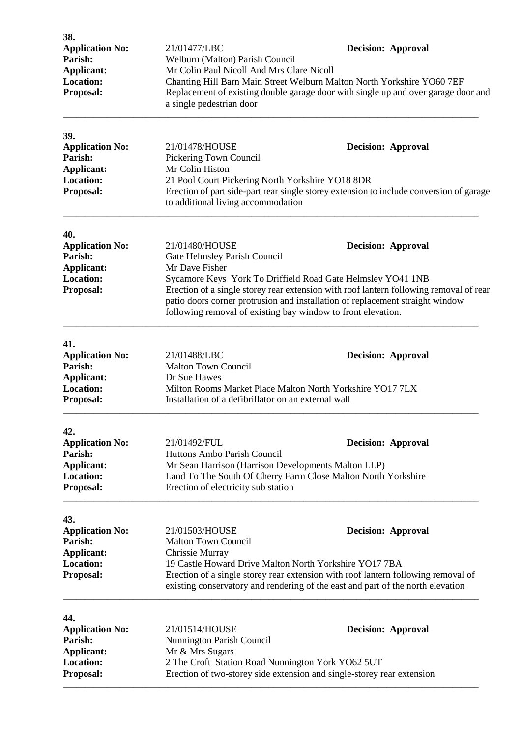**38.**

**Application No:** 21/01477/LBC **Decision: Approval**
**Parish:** Welburn (Malton) Parish Council
**Applicant:** Mr Colin Paul Nicoll And Mrs Clare Nicoll
**Location:** Chanting Hill Barn Main Street Welburn Malton North Yorkshire YO60 7EF
**Proposal:** Replacement of existing double garage door with single up and over garage door and a single pedestrian door

---

**39.**

**Application No:** 21/01478/HOUSE **Decision: Approval**
**Parish:** Pickering Town Council
**Applicant:** Mr Colin Histon
**Location:** 21 Pool Court Pickering North Yorkshire YO18 8DR
**Proposal:** Erection of part side-part rear single storey extension to include conversion of garage to additional living accommodation

---

**40.**

**Application No:** 21/01480/HOUSE **Decision: Approval**
**Parish:** Gate Helmsley Parish Council
**Applicant:** Mr Dave Fisher
**Location:** Sycamore Keys York To Driffield Road Gate Helmsley YO41 1NB
**Proposal:** Erection of a single storey rear extension with roof lantern following removal of rear patio doors corner protrusion and installation of replacement straight window following removal of existing bay window to front elevation.

---

**41.**

**Application No:** 21/01488/LBC **Decision: Approval**
**Parish:** Malton Town Council
**Applicant:** Dr Sue Hawes
**Location:** Milton Rooms Market Place Malton North Yorkshire YO17 7LX
**Proposal:** Installation of a defibrillator on an external wall

---

**42.**

**Application No:** 21/01492/FUL **Decision: Approval**
**Parish:** Huttons Ambo Parish Council
**Applicant:** Mr Sean Harrison (Harrison Developments Malton LLP)
**Location:** Land To The South Of Cherry Farm Close Malton North Yorkshire
**Proposal:** Erection of electricity sub station

---

**43.**

**Application No:** 21/01503/HOUSE **Decision: Approval**
**Parish:** Malton Town Council
**Applicant:** Chrissie Murray
**Location:** 19 Castle Howard Drive Malton North Yorkshire YO17 7BA
**Proposal:** Erection of a single storey rear extension with roof lantern following removal of existing conservatory and rendering of the east and part of the north elevation

---

**44.**

**Application No:** 21/01514/HOUSE **Decision: Approval**
**Parish:** Nunnington Parish Council
**Applicant:** Mr & Mrs Sugars
**Location:** 2 The Croft Station Road Nunnington York YO62 5UT
**Proposal:** Erection of two-storey side extension and single-storey rear extension

---